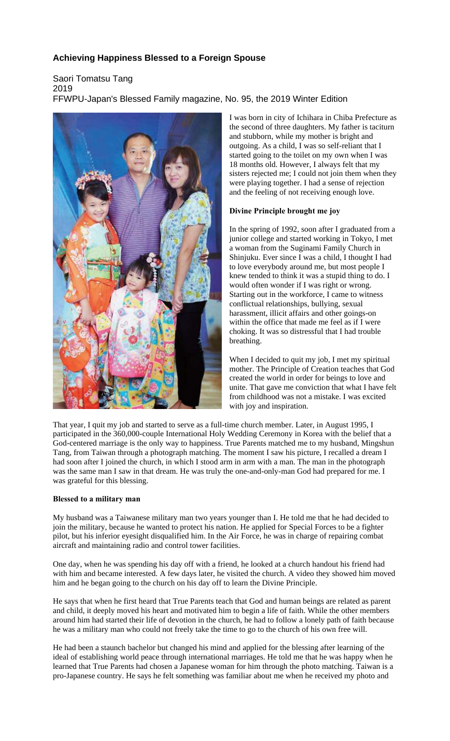# Achieving Happiness Blessed to a Foreign Spouse

Saori Tomatsu Tang
2019
FFWPU-Japan's Blessed Family magazine, No. 95, the 2019 Winter Edition

I was born in city of Ichihara in Chiba Prefecture as the second of three daughters. My father is taciturn and stubborn, while my mother is bright and outgoing. As a child, I was so self-reliant that I started going to the toilet on my own when I was 18 months old. However, I always felt that my sisters rejected me; I could not join them when they were playing together. I had a sense of rejection and the feeling of not receiving enough love.

## Divine Principle brought me joy

In the spring of 1992, soon after I graduated from a junior college and started working in Tokyo, I met a woman from the Suginami Family Church in Shinjuku. Ever since I was a child, I thought I had to love everybody around me, but most people I knew tended to think it was a stupid thing to do. I would often wonder if I was right or wrong. Starting out in the workforce, I came to witness conflictual relationships, bullying, sexual harassment, illicit affairs and other goings-on within the office that made me feel as if I were choking. It was so distressful that I had trouble breathing.

When I decided to quit my job, I met my spiritual mother. The Principle of Creation teaches that God created the world in order for beings to love and unite. That gave me conviction that what I have felt from childhood was not a mistake. I was excited with joy and inspiration.

That year, I quit my job and started to serve as a full-time church member. Later, in August 1995, I participated in the 360,000-couple International Holy Wedding Ceremony in Korea with the belief that a God-centered marriage is the only way to happiness. True Parents matched me to my husband, Mingshun Tang, from Taiwan through a photograph matching. The moment I saw his picture, I recalled a dream I had soon after I joined the church, in which I stood arm in arm with a man. The man in the photograph was the same man I saw in that dream. He was truly the one-and-only-man God had prepared for me. I was grateful for this blessing.

## Blessed to a military man

My husband was a Taiwanese military man two years younger than I. He told me that he had decided to join the military, because he wanted to protect his nation. He applied for Special Forces to be a fighter pilot, but his inferior eyesight disqualified him. In the Air Force, he was in charge of repairing combat aircraft and maintaining radio and control tower facilities.

One day, when he was spending his day off with a friend, he looked at a church handout his friend had with him and became interested. A few days later, he visited the church. A video they showed him moved him and he began going to the church on his day off to learn the Divine Principle.

He says that when he first heard that True Parents teach that God and human beings are related as parent and child, it deeply moved his heart and motivated him to begin a life of faith. While the other members around him had started their life of devotion in the church, he had to follow a lonely path of faith because he was a military man who could not freely take the time to go to the church of his own free will.

He had been a staunch bachelor but changed his mind and applied for the blessing after learning of the ideal of establishing world peace through international marriages. He told me that he was happy when he learned that True Parents had chosen a Japanese woman for him through the photo matching. Taiwan is a pro-Japanese country. He says he felt something was familiar about me when he received my photo and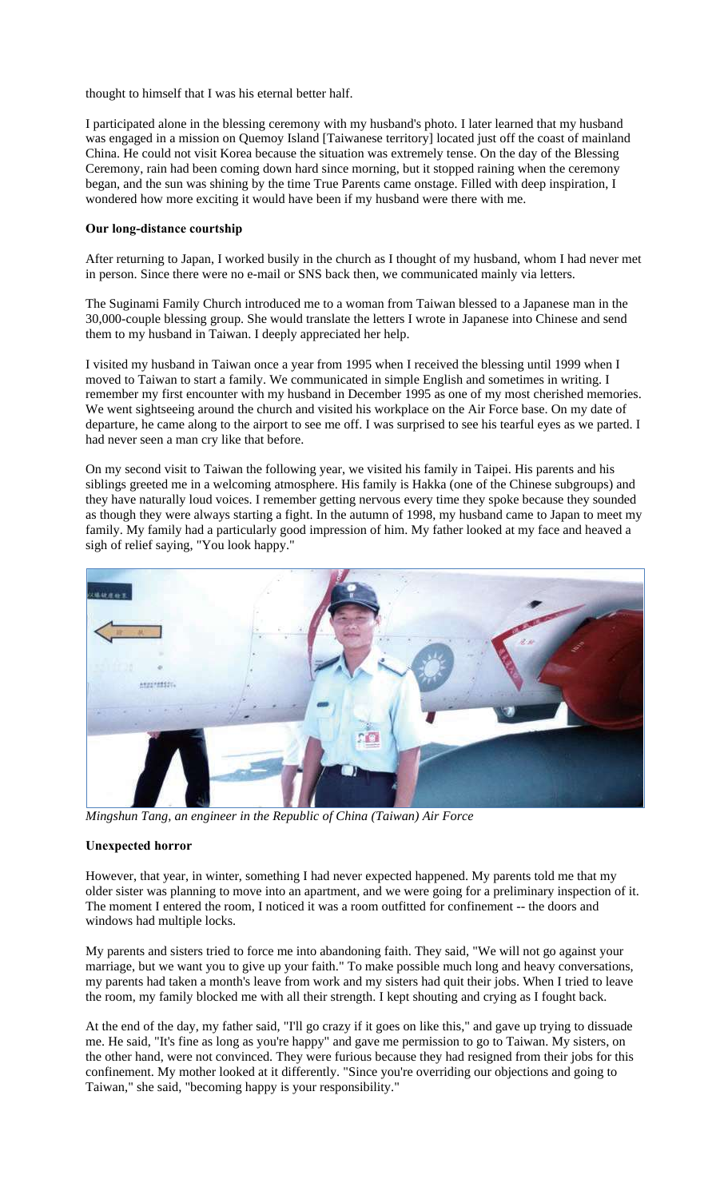thought to himself that I was his eternal better half.

I participated alone in the blessing ceremony with my husband's photo. I later learned that my husband was engaged in a mission on Quemoy Island [Taiwanese territory] located just off the coast of mainland China. He could not visit Korea because the situation was extremely tense. On the day of the Blessing Ceremony, rain had been coming down hard since morning, but it stopped raining when the ceremony began, and the sun was shining by the time True Parents came onstage. Filled with deep inspiration, I wondered how more exciting it would have been if my husband were there with me.

**Our long-distance courtship**

After returning to Japan, I worked busily in the church as I thought of my husband, whom I had never met in person. Since there were no e-mail or SNS back then, we communicated mainly via letters.

The Suginami Family Church introduced me to a woman from Taiwan blessed to a Japanese man in the 30,000-couple blessing group. She would translate the letters I wrote in Japanese into Chinese and send them to my husband in Taiwan. I deeply appreciated her help.

I visited my husband in Taiwan once a year from 1995 when I received the blessing until 1999 when I moved to Taiwan to start a family. We communicated in simple English and sometimes in writing. I remember my first encounter with my husband in December 1995 as one of my most cherished memories. We went sightseeing around the church and visited his workplace on the Air Force base. On my date of departure, he came along to the airport to see me off. I was surprised to see his tearful eyes as we parted. I had never seen a man cry like that before.

On my second visit to Taiwan the following year, we visited his family in Taipei. His parents and his siblings greeted me in a welcoming atmosphere. His family is Hakka (one of the Chinese subgroups) and they have naturally loud voices. I remember getting nervous every time they spoke because they sounded as though they were always starting a fight. In the autumn of 1998, my husband came to Japan to meet my family. My family had a particularly good impression of him. My father looked at my face and heaved a sigh of relief saying, "You look happy."

*Mingshun Tang, an engineer in the Republic of China (Taiwan) Air Force*

**Unexpected horror**

However, that year, in winter, something I had never expected happened. My parents told me that my older sister was planning to move into an apartment, and we were going for a preliminary inspection of it. The moment I entered the room, I noticed it was a room outfitted for confinement -- the doors and windows had multiple locks.

My parents and sisters tried to force me into abandoning faith. They said, "We will not go against your marriage, but we want you to give up your faith." To make possible much long and heavy conversations, my parents had taken a month's leave from work and my sisters had quit their jobs. When I tried to leave the room, my family blocked me with all their strength. I kept shouting and crying as I fought back.

At the end of the day, my father said, "I'll go crazy if it goes on like this," and gave up trying to dissuade me. He said, "It's fine as long as you're happy" and gave me permission to go to Taiwan. My sisters, on the other hand, were not convinced. They were furious because they had resigned from their jobs for this confinement. My mother looked at it differently. "Since you're overriding our objections and going to Taiwan," she said, "becoming happy is your responsibility."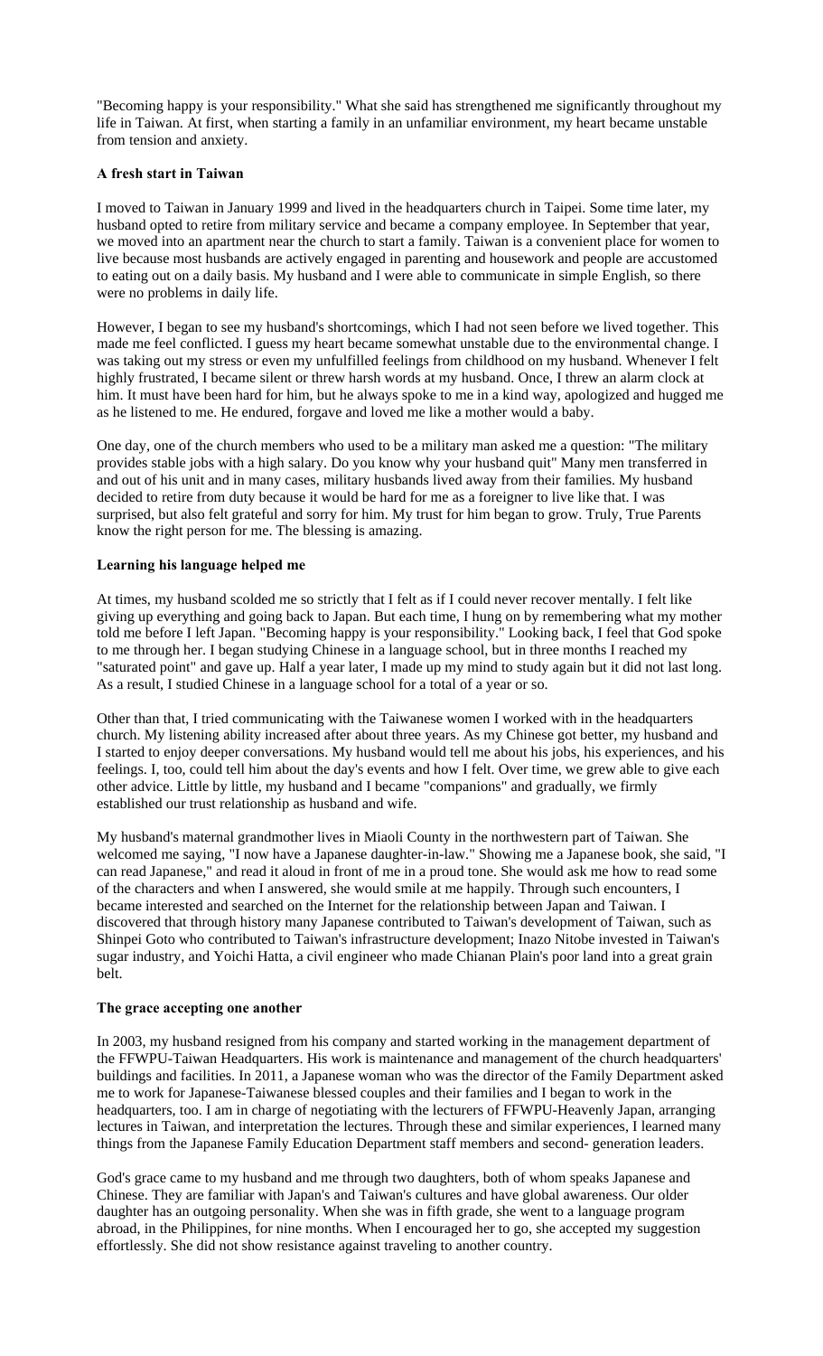"Becoming happy is your responsibility." What she said has strengthened me significantly throughout my life in Taiwan. At first, when starting a family in an unfamiliar environment, my heart became unstable from tension and anxiety.

**A fresh start in Taiwan**

I moved to Taiwan in January 1999 and lived in the headquarters church in Taipei. Some time later, my husband opted to retire from military service and became a company employee. In September that year, we moved into an apartment near the church to start a family. Taiwan is a convenient place for women to live because most husbands are actively engaged in parenting and housework and people are accustomed to eating out on a daily basis. My husband and I were able to communicate in simple English, so there were no problems in daily life.

However, I began to see my husband's shortcomings, which I had not seen before we lived together. This made me feel conflicted. I guess my heart became somewhat unstable due to the environmental change. I was taking out my stress or even my unfulfilled feelings from childhood on my husband. Whenever I felt highly frustrated, I became silent or threw harsh words at my husband. Once, I threw an alarm clock at him. It must have been hard for him, but he always spoke to me in a kind way, apologized and hugged me as he listened to me. He endured, forgave and loved me like a mother would a baby.

One day, one of the church members who used to be a military man asked me a question: "The military provides stable jobs with a high salary. Do you know why your husband quit" Many men transferred in and out of his unit and in many cases, military husbands lived away from their families. My husband decided to retire from duty because it would be hard for me as a foreigner to live like that. I was surprised, but also felt grateful and sorry for him. My trust for him began to grow. Truly, True Parents know the right person for me. The blessing is amazing.

**Learning his language helped me**

At times, my husband scolded me so strictly that I felt as if I could never recover mentally. I felt like giving up everything and going back to Japan. But each time, I hung on by remembering what my mother told me before I left Japan. "Becoming happy is your responsibility." Looking back, I feel that God spoke to me through her. I began studying Chinese in a language school, but in three months I reached my "saturated point" and gave up. Half a year later, I made up my mind to study again but it did not last long. As a result, I studied Chinese in a language school for a total of a year or so.

Other than that, I tried communicating with the Taiwanese women I worked with in the headquarters church. My listening ability increased after about three years. As my Chinese got better, my husband and I started to enjoy deeper conversations. My husband would tell me about his jobs, his experiences, and his feelings. I, too, could tell him about the day's events and how I felt. Over time, we grew able to give each other advice. Little by little, my husband and I became "companions" and gradually, we firmly established our trust relationship as husband and wife.

My husband's maternal grandmother lives in Miaoli County in the northwestern part of Taiwan. She welcomed me saying, "I now have a Japanese daughter-in-law." Showing me a Japanese book, she said, "I can read Japanese," and read it aloud in front of me in a proud tone. She would ask me how to read some of the characters and when I answered, she would smile at me happily. Through such encounters, I became interested and searched on the Internet for the relationship between Japan and Taiwan. I discovered that through history many Japanese contributed to Taiwan's development of Taiwan, such as Shinpei Goto who contributed to Taiwan's infrastructure development; Inazo Nitobe invested in Taiwan's sugar industry, and Yoichi Hatta, a civil engineer who made Chianan Plain's poor land into a great grain belt.

**The grace accepting one another**

In 2003, my husband resigned from his company and started working in the management department of the FFWPU-Taiwan Headquarters. His work is maintenance and management of the church headquarters' buildings and facilities. In 2011, a Japanese woman who was the director of the Family Department asked me to work for Japanese-Taiwanese blessed couples and their families and I began to work in the headquarters, too. I am in charge of negotiating with the lecturers of FFWPU-Heavenly Japan, arranging lectures in Taiwan, and interpretation the lectures. Through these and similar experiences, I learned many things from the Japanese Family Education Department staff members and second- generation leaders.

God's grace came to my husband and me through two daughters, both of whom speaks Japanese and Chinese. They are familiar with Japan's and Taiwan's cultures and have global awareness. Our older daughter has an outgoing personality. When she was in fifth grade, she went to a language program abroad, in the Philippines, for nine months. When I encouraged her to go, she accepted my suggestion effortlessly. She did not show resistance against traveling to another country.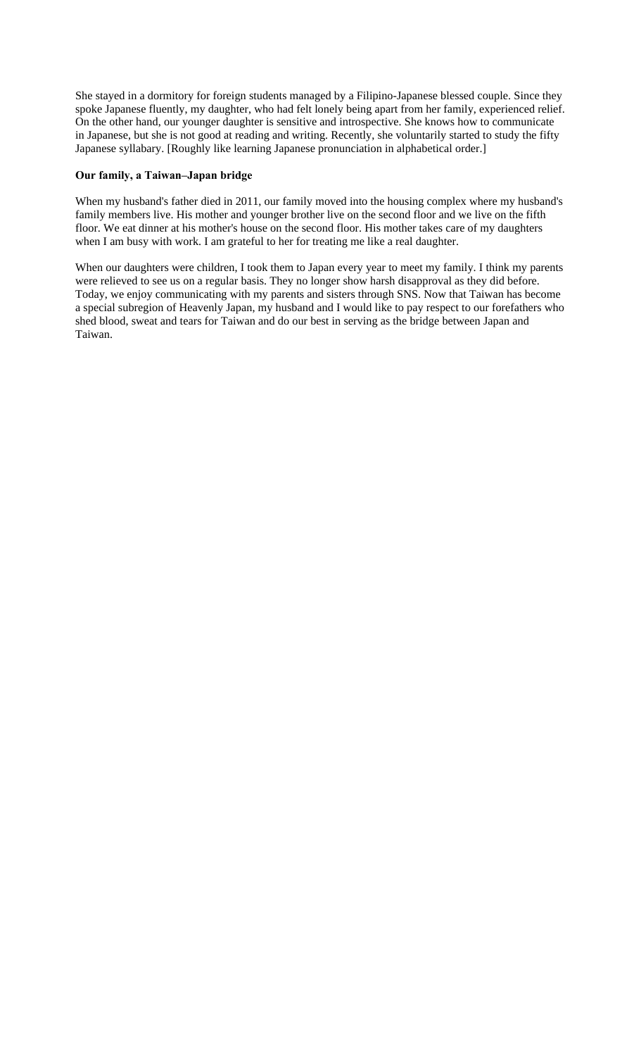She stayed in a dormitory for foreign students managed by a Filipino-Japanese blessed couple. Since they spoke Japanese fluently, my daughter, who had felt lonely being apart from her family, experienced relief. On the other hand, our younger daughter is sensitive and introspective. She knows how to communicate in Japanese, but she is not good at reading and writing. Recently, she voluntarily started to study the fifty Japanese syllabary. [Roughly like learning Japanese pronunciation in alphabetical order.]

**Our family, a Taiwan–Japan bridge**

When my husband's father died in 2011, our family moved into the housing complex where my husband's family members live. His mother and younger brother live on the second floor and we live on the fifth floor. We eat dinner at his mother's house on the second floor. His mother takes care of my daughters when I am busy with work. I am grateful to her for treating me like a real daughter.

When our daughters were children, I took them to Japan every year to meet my family. I think my parents were relieved to see us on a regular basis. They no longer show harsh disapproval as they did before. Today, we enjoy communicating with my parents and sisters through SNS. Now that Taiwan has become a special subregion of Heavenly Japan, my husband and I would like to pay respect to our forefathers who shed blood, sweat and tears for Taiwan and do our best in serving as the bridge between Japan and Taiwan.